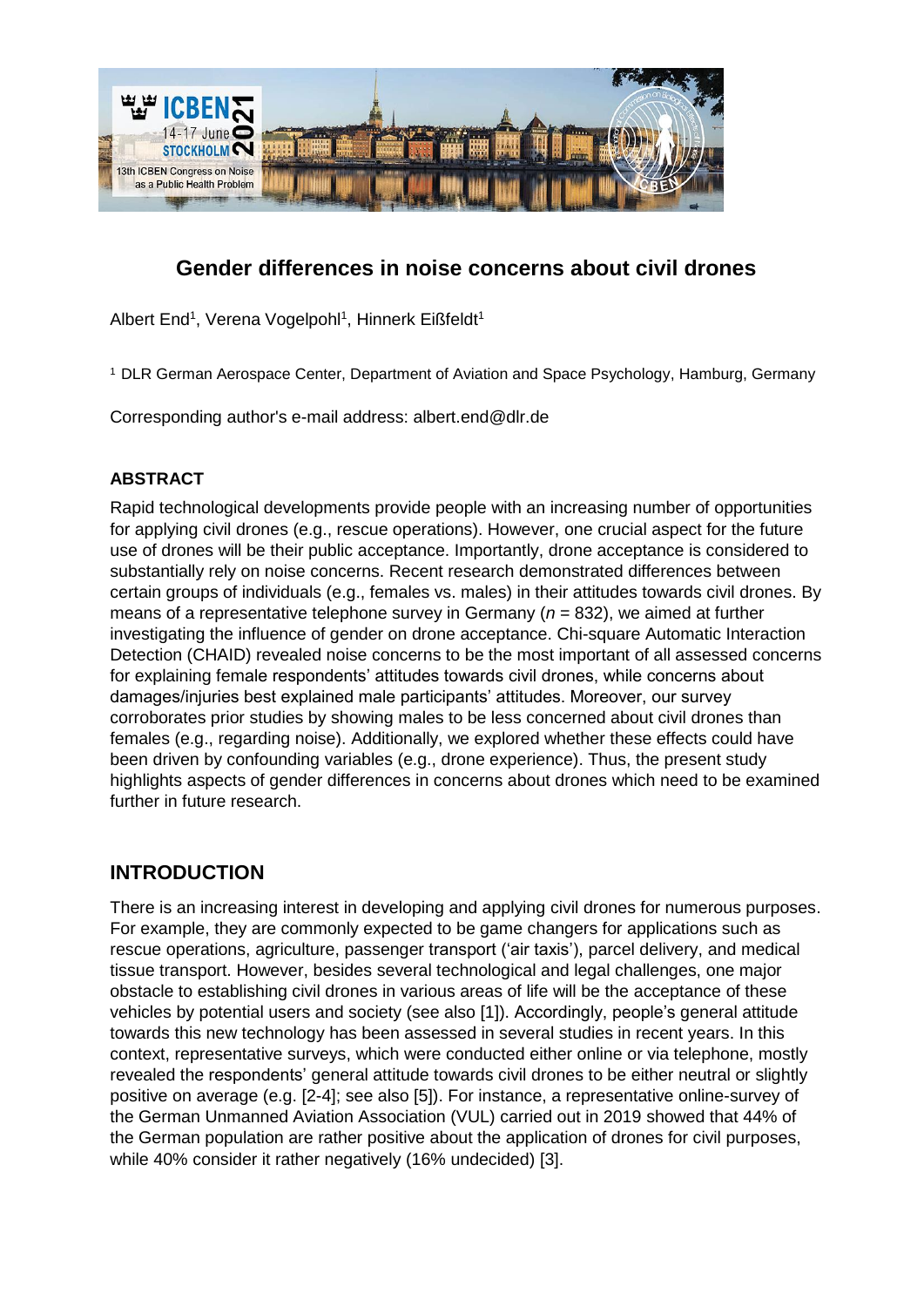# Gender differences in noise concerns about civil drones

Albert End[1], Verena Vogelpohl[1], Hinnerk Eißfeldt[1]

[1] DLR German Aerospace Center, Department of Aviation and Space Psychology, Hamburg, Germany

Corresponding author's e-mail address: albert.end@dlr.de

## ABSTRACT

Rapid technological developments provide people with an increasing number of opportunities for applying civil drones (e.g., rescue operations). However, one crucial aspect for the future use of drones will be their public acceptance. Importantly, drone acceptance is considered to substantially rely on noise concerns. Recent research demonstrated differences between certain groups of individuals (e.g., females vs. males) in their attitudes towards civil drones. By means of a representative telephone survey in Germany (*n* = 832), we aimed at further investigating the influence of gender on drone acceptance. Chi-square Automatic Interaction Detection (CHAID) revealed noise concerns to be the most important of all assessed concerns for explaining female respondents' attitudes towards civil drones, while concerns about damages/injuries best explained male participants' attitudes. Moreover, our survey corroborates prior studies by showing males to be less concerned about civil drones than females (e.g., regarding noise). Additionally, we explored whether these effects could have been driven by confounding variables (e.g., drone experience). Thus, the present study highlights aspects of gender differences in concerns about drones which need to be examined further in future research.

## INTRODUCTION

There is an increasing interest in developing and applying civil drones for numerous purposes. For example, they are commonly expected to be game changers for applications such as rescue operations, agriculture, passenger transport ('air taxis'), parcel delivery, and medical tissue transport. However, besides several technological and legal challenges, one major obstacle to establishing civil drones in various areas of life will be the acceptance of these vehicles by potential users and society (see also [1]). Accordingly, people's general attitude towards this new technology has been assessed in several studies in recent years. In this context, representative surveys, which were conducted either online or via telephone, mostly revealed the respondents' general attitude towards civil drones to be either neutral or slightly positive on average (e.g. [2-4]; see also [5]). For instance, a representative online-survey of the German Unmanned Aviation Association (VUL) carried out in 2019 showed that 44% of the German population are rather positive about the application of drones for civil purposes, while 40% consider it rather negatively (16% undecided) [3].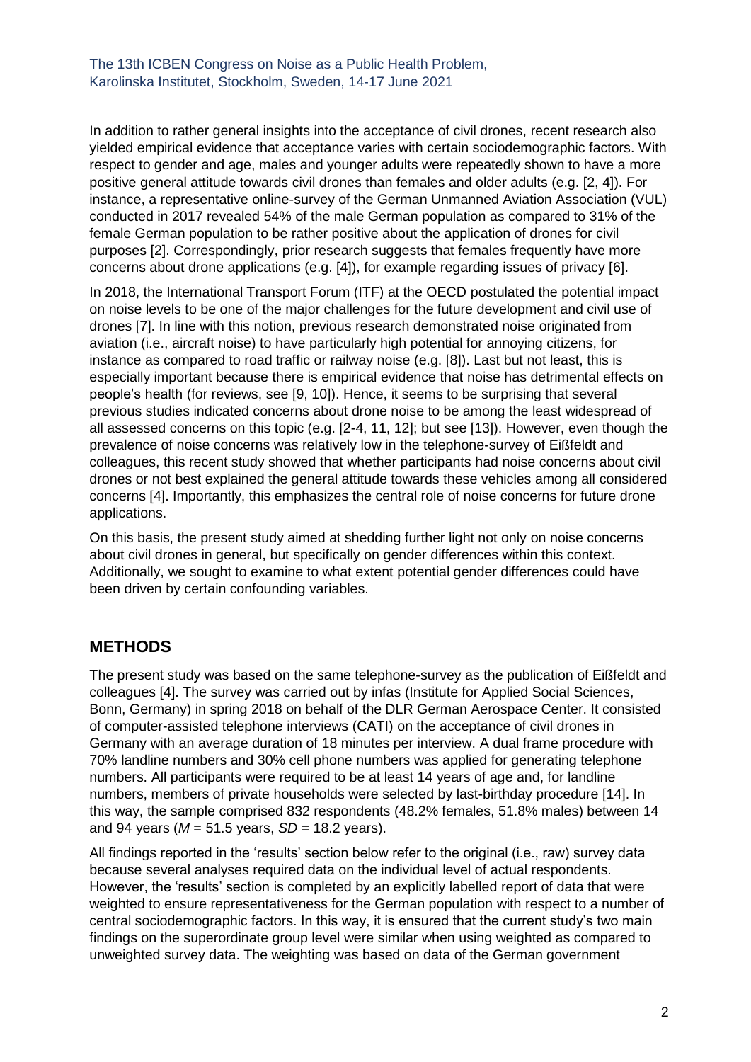In addition to rather general insights into the acceptance of civil drones, recent research also yielded empirical evidence that acceptance varies with certain sociodemographic factors. With respect to gender and age, males and younger adults were repeatedly shown to have a more positive general attitude towards civil drones than females and older adults (e.g. [2, 4]). For instance, a representative online-survey of the German Unmanned Aviation Association (VUL) conducted in 2017 revealed 54% of the male German population as compared to 31% of the female German population to be rather positive about the application of drones for civil purposes [2]. Correspondingly, prior research suggests that females frequently have more concerns about drone applications (e.g. [4]), for example regarding issues of privacy [6].

In 2018, the International Transport Forum (ITF) at the OECD postulated the potential impact on noise levels to be one of the major challenges for the future development and civil use of drones [7]. In line with this notion, previous research demonstrated noise originated from aviation (i.e., aircraft noise) to have particularly high potential for annoying citizens, for instance as compared to road traffic or railway noise (e.g. [8]). Last but not least, this is especially important because there is empirical evidence that noise has detrimental effects on people's health (for reviews, see [9, 10]). Hence, it seems to be surprising that several previous studies indicated concerns about drone noise to be among the least widespread of all assessed concerns on this topic (e.g. [2-4, 11, 12]; but see [13]). However, even though the prevalence of noise concerns was relatively low in the telephone-survey of Eißfeldt and colleagues, this recent study showed that whether participants had noise concerns about civil drones or not best explained the general attitude towards these vehicles among all considered concerns [4]. Importantly, this emphasizes the central role of noise concerns for future drone applications.

On this basis, the present study aimed at shedding further light not only on noise concerns about civil drones in general, but specifically on gender differences within this context. Additionally, we sought to examine to what extent potential gender differences could have been driven by certain confounding variables.

## METHODS

The present study was based on the same telephone-survey as the publication of Eißfeldt and colleagues [4]. The survey was carried out by infas (Institute for Applied Social Sciences, Bonn, Germany) in spring 2018 on behalf of the DLR German Aerospace Center. It consisted of computer-assisted telephone interviews (CATI) on the acceptance of civil drones in Germany with an average duration of 18 minutes per interview. A dual frame procedure with 70% landline numbers and 30% cell phone numbers was applied for generating telephone numbers. All participants were required to be at least 14 years of age and, for landline numbers, members of private households were selected by last-birthday procedure [14]. In this way, the sample comprised 832 respondents (48.2% females, 51.8% males) between 14 and 94 years ($M$ = 51.5 years, $SD$ = 18.2 years).

All findings reported in the 'results' section below refer to the original (i.e., raw) survey data because several analyses required data on the individual level of actual respondents. However, the 'results' section is completed by an explicitly labelled report of data that were weighted to ensure representativeness for the German population with respect to a number of central sociodemographic factors. In this way, it is ensured that the current study's two main findings on the superordinate group level were similar when using weighted as compared to unweighted survey data. The weighting was based on data of the German government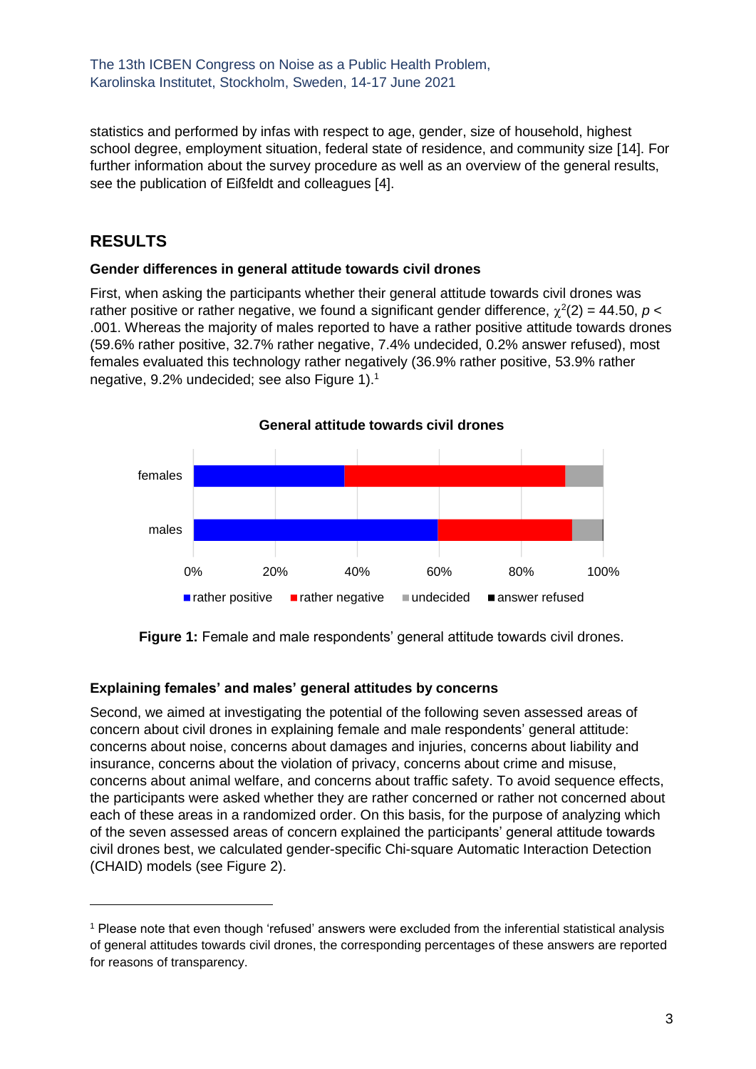statistics and performed by infas with respect to age, gender, size of household, highest school degree, employment situation, federal state of residence, and community size [14]. For further information about the survey procedure as well as an overview of the general results, see the publication of Eißfeldt and colleagues [4].

## RESULTS

### Gender differences in general attitude towards civil drones

First, when asking the participants whether their general attitude towards civil drones was rather positive or rather negative, we found a significant gender difference, $\chi^2(2) = 44.50$, $p < .001$. Whereas the majority of males reported to have a rather positive attitude towards drones (59.6% rather positive, 32.7% rather negative, 7.4% undecided, 0.2% answer refused), most females evaluated this technology rather negatively (36.9% rather positive, 53.9% rather negative, 9.2% undecided; see also Figure 1).[1]

**Figure 1:** Female and male respondents' general attitude towards civil drones.

### Explaining females' and males' general attitudes by concerns

Second, we aimed at investigating the potential of the following seven assessed areas of concern about civil drones in explaining female and male respondents' general attitude: concerns about noise, concerns about damages and injuries, concerns about liability and insurance, concerns about the violation of privacy, concerns about crime and misuse, concerns about animal welfare, and concerns about traffic safety. To avoid sequence effects, the participants were asked whether they are rather concerned or rather not concerned about each of these areas in a randomized order. On this basis, for the purpose of analyzing which of the seven assessed areas of concern explained the participants' general attitude towards civil drones best, we calculated gender-specific Chi-square Automatic Interaction Detection (CHAID) models (see Figure 2).

[1] Please note that even though 'refused' answers were excluded from the inferential statistical analysis of general attitudes towards civil drones, the corresponding percentages of these answers are reported for reasons of transparency.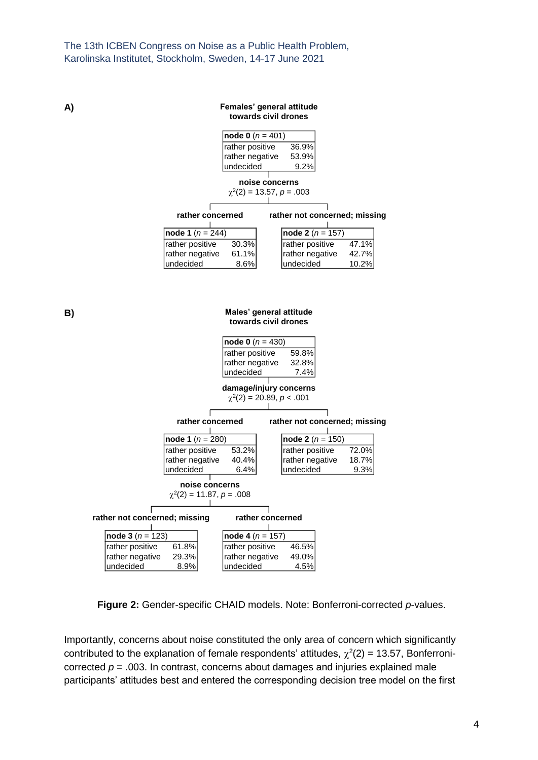**A)**

**Females' general attitude towards civil drones**

| **node 0** ($n$ = 401) | |
|---|---|
| rather positive | 36.9% |
| rather negative | 53.9% |
| undecided | 9.2% |

**noise concerns**
$\chi^2(2) = 13.57$, $p = .003$

**rather concerned**

| **node 1** ($n$ = 244) | |
|---|---|
| rather positive | 30.3% |
| rather negative | 61.1% |
| undecided | 8.6% |

**rather not concerned; missing**

| **node 2** ($n$ = 157) | |
|---|---|
| rather positive | 47.1% |
| rather negative | 42.7% |
| undecided | 10.2% |

**B)**

**Males' general attitude towards civil drones**

| **node 0** ($n$ = 430) | |
|---|---|
| rather positive | 59.8% |
| rather negative | 32.8% |
| undecided | 7.4% |

**damage/injury concerns**
$\chi^2(2) = 20.89$, $p < .001$

**rather concerned**

| **node 1** ($n$ = 280) | |
|---|---|
| rather positive | 53.2% |
| rather negative | 40.4% |
| undecided | 6.4% |

**rather not concerned; missing**

| **node 2** ($n$ = 150) | |
|---|---|
| rather positive | 72.0% |
| rather negative | 18.7% |
| undecided | 9.3% |

**noise concerns** (split of node 1)
$\chi^2(2) = 11.87$, $p = .008$

**rather not concerned; missing**

| **node 3** ($n$ = 123) | |
|---|---|
| rather positive | 61.8% |
| rather negative | 29.3% |
| undecided | 8.9% |

**rather concerned**

| **node 4** ($n$ = 157) | |
|---|---|
| rather positive | 46.5% |
| rather negative | 49.0% |
| undecided | 4.5% |

**Figure 2:** Gender-specific CHAID models. Note: Bonferroni-corrected *p*-values.

Importantly, concerns about noise constituted the only area of concern which significantly contributed to the explanation of female respondents' attitudes, $\chi^2(2) = 13.57$, Bonferroni-corrected $p = .003$. In contrast, concerns about damages and injuries explained male participants' attitudes best and entered the corresponding decision tree model on the first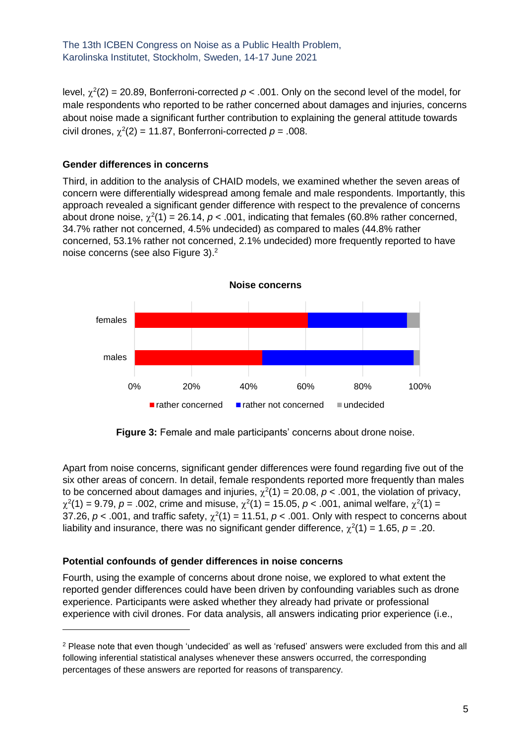level, $\chi^2(2) = 20.89$, Bonferroni-corrected $p < .001$. Only on the second level of the model, for male respondents who reported to be rather concerned about damages and injuries, concerns about noise made a significant further contribution to explaining the general attitude towards civil drones, $\chi^2(2) = 11.87$, Bonferroni-corrected $p = .008$.

### Gender differences in concerns

Third, in addition to the analysis of CHAID models, we examined whether the seven areas of concern were differentially widespread among female and male respondents. Importantly, this approach revealed a significant gender difference with respect to the prevalence of concerns about drone noise, $\chi^2(1) = 26.14$, $p < .001$, indicating that females (60.8% rather concerned, 34.7% rather not concerned, 4.5% undecided) as compared to males (44.8% rather concerned, 53.1% rather not concerned, 2.1% undecided) more frequently reported to have noise concerns (see also Figure 3).[2]

**Figure 3:** Female and male participants' concerns about drone noise.

Apart from noise concerns, significant gender differences were found regarding five out of the six other areas of concern. In detail, female respondents reported more frequently than males to be concerned about damages and injuries, $\chi^2(1) = 20.08$, $p < .001$, the violation of privacy, $\chi^2(1) = 9.79$, $p = .002$, crime and misuse, $\chi^2(1) = 15.05$, $p < .001$, animal welfare, $\chi^2(1) = 37.26$, $p < .001$, and traffic safety, $\chi^2(1) = 11.51$, $p < .001$. Only with respect to concerns about liability and insurance, there was no significant gender difference, $\chi^2(1) = 1.65$, $p = .20$.

### Potential confounds of gender differences in noise concerns

Fourth, using the example of concerns about drone noise, we explored to what extent the reported gender differences could have been driven by confounding variables such as drone experience. Participants were asked whether they already had private or professional experience with civil drones. For data analysis, all answers indicating prior experience (i.e.,

[2] Please note that even though 'undecided' as well as 'refused' answers were excluded from this and all following inferential statistical analyses whenever these answers occurred, the corresponding percentages of these answers are reported for reasons of transparency.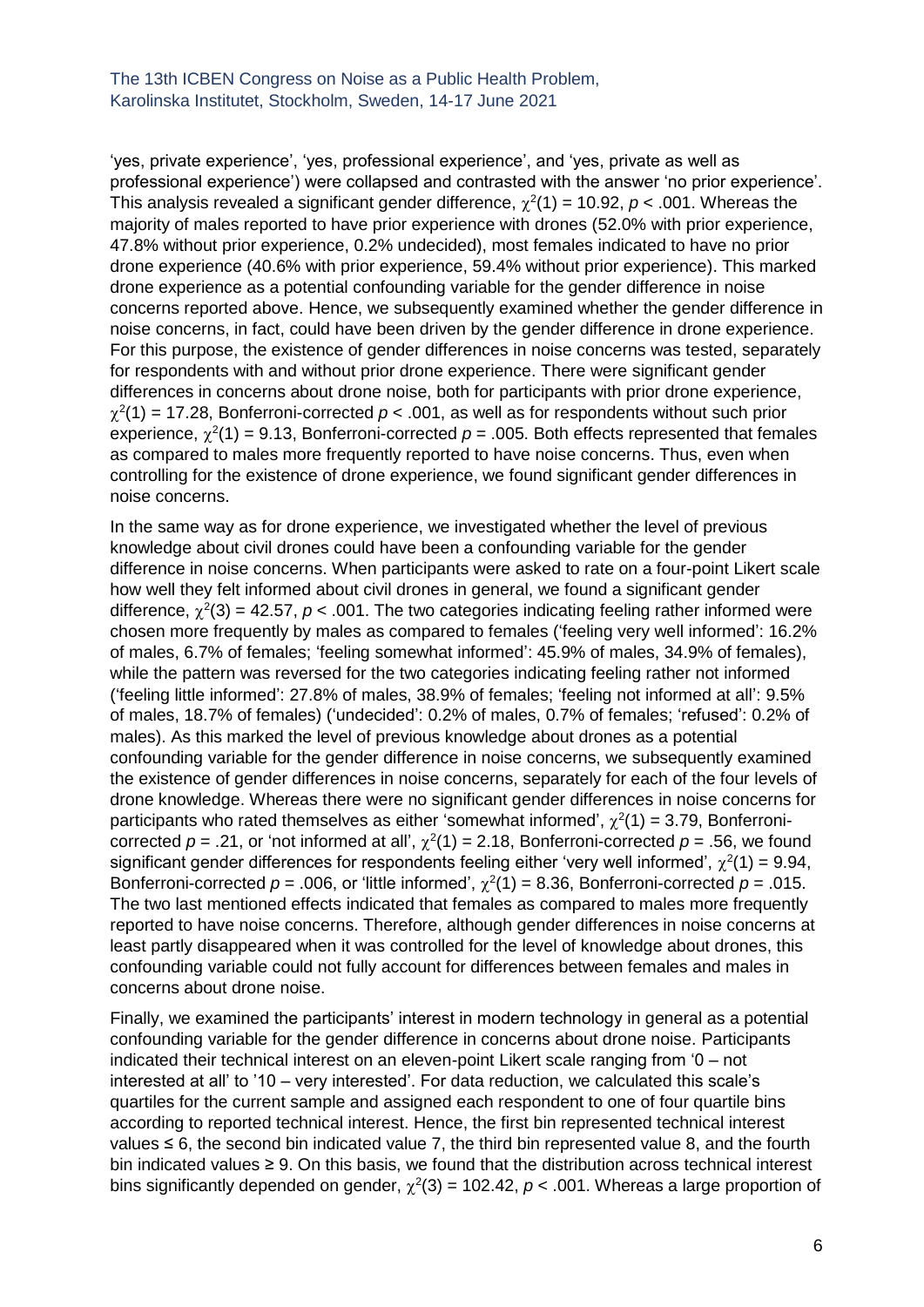'yes, private experience', 'yes, professional experience', and 'yes, private as well as professional experience') were collapsed and contrasted with the answer 'no prior experience'. This analysis revealed a significant gender difference, $\chi^2(1) = 10.92$, $p < .001$. Whereas the majority of males reported to have prior experience with drones (52.0% with prior experience, 47.8% without prior experience, 0.2% undecided), most females indicated to have no prior drone experience (40.6% with prior experience, 59.4% without prior experience). This marked drone experience as a potential confounding variable for the gender difference in noise concerns reported above. Hence, we subsequently examined whether the gender difference in noise concerns, in fact, could have been driven by the gender difference in drone experience. For this purpose, the existence of gender differences in noise concerns was tested, separately for respondents with and without prior drone experience. There were significant gender differences in concerns about drone noise, both for participants with prior drone experience, $\chi^2(1) = 17.28$, Bonferroni-corrected $p < .001$, as well as for respondents without such prior experience, $\chi^2(1) = 9.13$, Bonferroni-corrected $p = .005$. Both effects represented that females as compared to males more frequently reported to have noise concerns. Thus, even when controlling for the existence of drone experience, we found significant gender differences in noise concerns.

In the same way as for drone experience, we investigated whether the level of previous knowledge about civil drones could have been a confounding variable for the gender difference in noise concerns. When participants were asked to rate on a four-point Likert scale how well they felt informed about civil drones in general, we found a significant gender difference, $\chi^2(3) = 42.57$, $p < .001$. The two categories indicating feeling rather informed were chosen more frequently by males as compared to females ('feeling very well informed': 16.2% of males, 6.7% of females; 'feeling somewhat informed': 45.9% of males, 34.9% of females), while the pattern was reversed for the two categories indicating feeling rather not informed ('feeling little informed': 27.8% of males, 38.9% of females; 'feeling not informed at all': 9.5% of males, 18.7% of females) ('undecided': 0.2% of males, 0.7% of females; 'refused': 0.2% of males). As this marked the level of previous knowledge about drones as a potential confounding variable for the gender difference in noise concerns, we subsequently examined the existence of gender differences in noise concerns, separately for each of the four levels of drone knowledge. Whereas there were no significant gender differences in noise concerns for participants who rated themselves as either 'somewhat informed', $\chi^2(1) = 3.79$, Bonferroni-corrected $p = .21$, or 'not informed at all', $\chi^2(1) = 2.18$, Bonferroni-corrected $p = .56$, we found significant gender differences for respondents feeling either 'very well informed', $\chi^2(1) = 9.94$, Bonferroni-corrected $p = .006$, or 'little informed', $\chi^2(1) = 8.36$, Bonferroni-corrected $p = .015$. The two last mentioned effects indicated that females as compared to males more frequently reported to have noise concerns. Therefore, although gender differences in noise concerns at least partly disappeared when it was controlled for the level of knowledge about drones, this confounding variable could not fully account for differences between females and males in concerns about drone noise.

Finally, we examined the participants' interest in modern technology in general as a potential confounding variable for the gender difference in concerns about drone noise. Participants indicated their technical interest on an eleven-point Likert scale ranging from '0 – not interested at all' to '10 – very interested'. For data reduction, we calculated this scale's quartiles for the current sample and assigned each respondent to one of four quartile bins according to reported technical interest. Hence, the first bin represented technical interest values ≤ 6, the second bin indicated value 7, the third bin represented value 8, and the fourth bin indicated values ≥ 9. On this basis, we found that the distribution across technical interest bins significantly depended on gender, $\chi^2(3) = 102.42$, $p < .001$. Whereas a large proportion of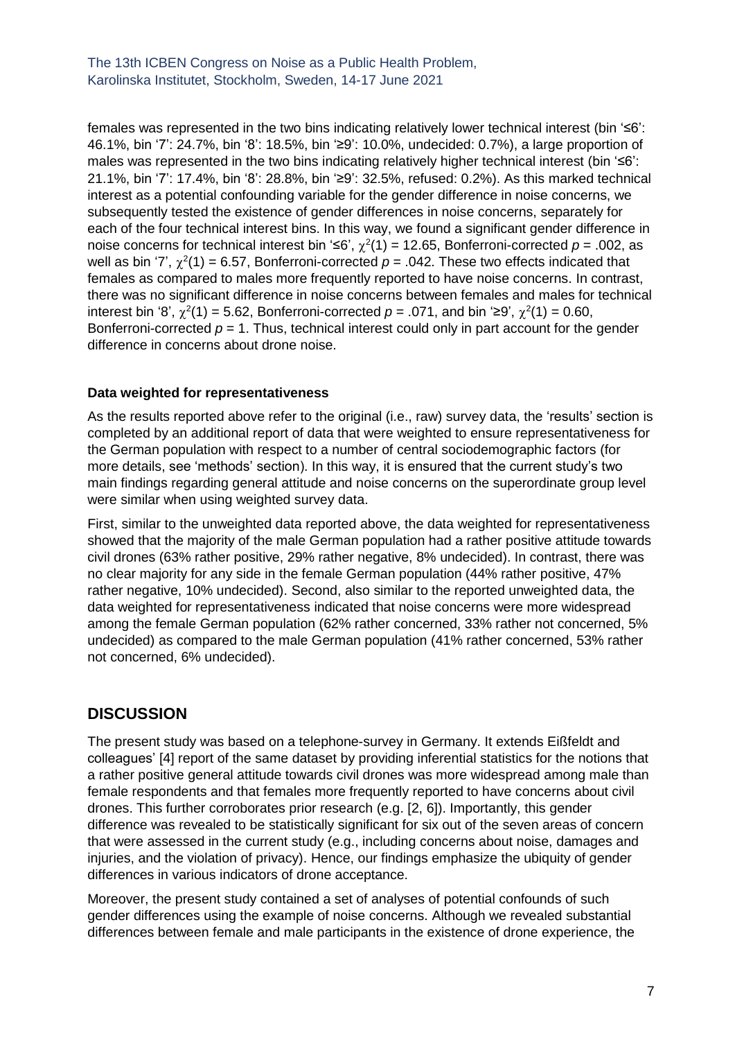females was represented in the two bins indicating relatively lower technical interest (bin '≤6': 46.1%, bin '7': 24.7%, bin '8': 18.5%, bin '≥9': 10.0%, undecided: 0.7%), a large proportion of males was represented in the two bins indicating relatively higher technical interest (bin '≤6': 21.1%, bin '7': 17.4%, bin '8': 28.8%, bin '≥9': 32.5%, refused: 0.2%). As this marked technical interest as a potential confounding variable for the gender difference in noise concerns, we subsequently tested the existence of gender differences in noise concerns, separately for each of the four technical interest bins. In this way, we found a significant gender difference in noise concerns for technical interest bin '≤6', $\chi^2(1) = 12.65$, Bonferroni-corrected $p = .002$, as well as bin '7', $\chi^2(1) = 6.57$, Bonferroni-corrected $p = .042$. These two effects indicated that females as compared to males more frequently reported to have noise concerns. In contrast, there was no significant difference in noise concerns between females and males for technical interest bin '8', $\chi^2(1) = 5.62$, Bonferroni-corrected $p = .071$, and bin '≥9', $\chi^2(1) = 0.60$, Bonferroni-corrected $p = 1$. Thus, technical interest could only in part account for the gender difference in concerns about drone noise.

**Data weighted for representativeness**

As the results reported above refer to the original (i.e., raw) survey data, the 'results' section is completed by an additional report of data that were weighted to ensure representativeness for the German population with respect to a number of central sociodemographic factors (for more details, see 'methods' section). In this way, it is ensured that the current study's two main findings regarding general attitude and noise concerns on the superordinate group level were similar when using weighted survey data.

First, similar to the unweighted data reported above, the data weighted for representativeness showed that the majority of the male German population had a rather positive attitude towards civil drones (63% rather positive, 29% rather negative, 8% undecided). In contrast, there was no clear majority for any side in the female German population (44% rather positive, 47% rather negative, 10% undecided). Second, also similar to the reported unweighted data, the data weighted for representativeness indicated that noise concerns were more widespread among the female German population (62% rather concerned, 33% rather not concerned, 5% undecided) as compared to the male German population (41% rather concerned, 53% rather not concerned, 6% undecided).

## DISCUSSION

The present study was based on a telephone-survey in Germany. It extends Eißfeldt and colleagues' [4] report of the same dataset by providing inferential statistics for the notions that a rather positive general attitude towards civil drones was more widespread among male than female respondents and that females more frequently reported to have concerns about civil drones. This further corroborates prior research (e.g. [2, 6]). Importantly, this gender difference was revealed to be statistically significant for six out of the seven areas of concern that were assessed in the current study (e.g., including concerns about noise, damages and injuries, and the violation of privacy). Hence, our findings emphasize the ubiquity of gender differences in various indicators of drone acceptance.

Moreover, the present study contained a set of analyses of potential confounds of such gender differences using the example of noise concerns. Although we revealed substantial differences between female and male participants in the existence of drone experience, the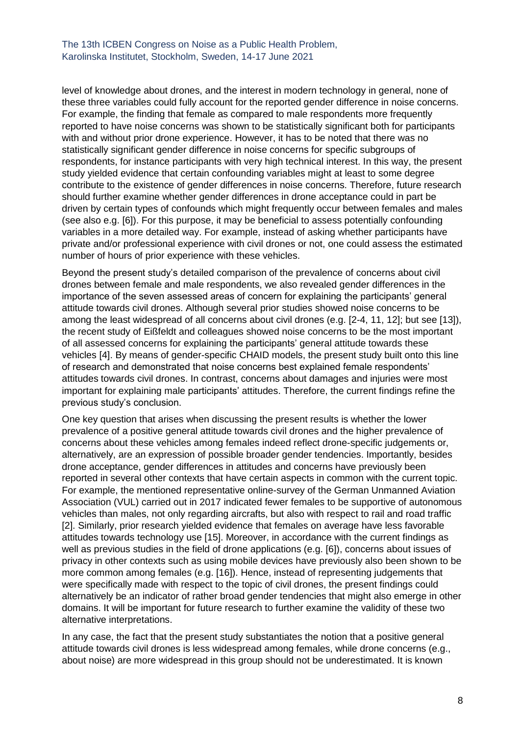level of knowledge about drones, and the interest in modern technology in general, none of these three variables could fully account for the reported gender difference in noise concerns. For example, the finding that female as compared to male respondents more frequently reported to have noise concerns was shown to be statistically significant both for participants with and without prior drone experience. However, it has to be noted that there was no statistically significant gender difference in noise concerns for specific subgroups of respondents, for instance participants with very high technical interest. In this way, the present study yielded evidence that certain confounding variables might at least to some degree contribute to the existence of gender differences in noise concerns. Therefore, future research should further examine whether gender differences in drone acceptance could in part be driven by certain types of confounds which might frequently occur between females and males (see also e.g. [6]). For this purpose, it may be beneficial to assess potentially confounding variables in a more detailed way. For example, instead of asking whether participants have private and/or professional experience with civil drones or not, one could assess the estimated number of hours of prior experience with these vehicles.

Beyond the present study's detailed comparison of the prevalence of concerns about civil drones between female and male respondents, we also revealed gender differences in the importance of the seven assessed areas of concern for explaining the participants' general attitude towards civil drones. Although several prior studies showed noise concerns to be among the least widespread of all concerns about civil drones (e.g. [2-4, 11, 12]; but see [13]), the recent study of Eißfeldt and colleagues showed noise concerns to be the most important of all assessed concerns for explaining the participants' general attitude towards these vehicles [4]. By means of gender-specific CHAID models, the present study built onto this line of research and demonstrated that noise concerns best explained female respondents' attitudes towards civil drones. In contrast, concerns about damages and injuries were most important for explaining male participants' attitudes. Therefore, the current findings refine the previous study's conclusion.

One key question that arises when discussing the present results is whether the lower prevalence of a positive general attitude towards civil drones and the higher prevalence of concerns about these vehicles among females indeed reflect drone-specific judgements or, alternatively, are an expression of possible broader gender tendencies. Importantly, besides drone acceptance, gender differences in attitudes and concerns have previously been reported in several other contexts that have certain aspects in common with the current topic. For example, the mentioned representative online-survey of the German Unmanned Aviation Association (VUL) carried out in 2017 indicated fewer females to be supportive of autonomous vehicles than males, not only regarding aircrafts, but also with respect to rail and road traffic [2]. Similarly, prior research yielded evidence that females on average have less favorable attitudes towards technology use [15]. Moreover, in accordance with the current findings as well as previous studies in the field of drone applications (e.g. [6]), concerns about issues of privacy in other contexts such as using mobile devices have previously also been shown to be more common among females (e.g. [16]). Hence, instead of representing judgements that were specifically made with respect to the topic of civil drones, the present findings could alternatively be an indicator of rather broad gender tendencies that might also emerge in other domains. It will be important for future research to further examine the validity of these two alternative interpretations.

In any case, the fact that the present study substantiates the notion that a positive general attitude towards civil drones is less widespread among females, while drone concerns (e.g., about noise) are more widespread in this group should not be underestimated. It is known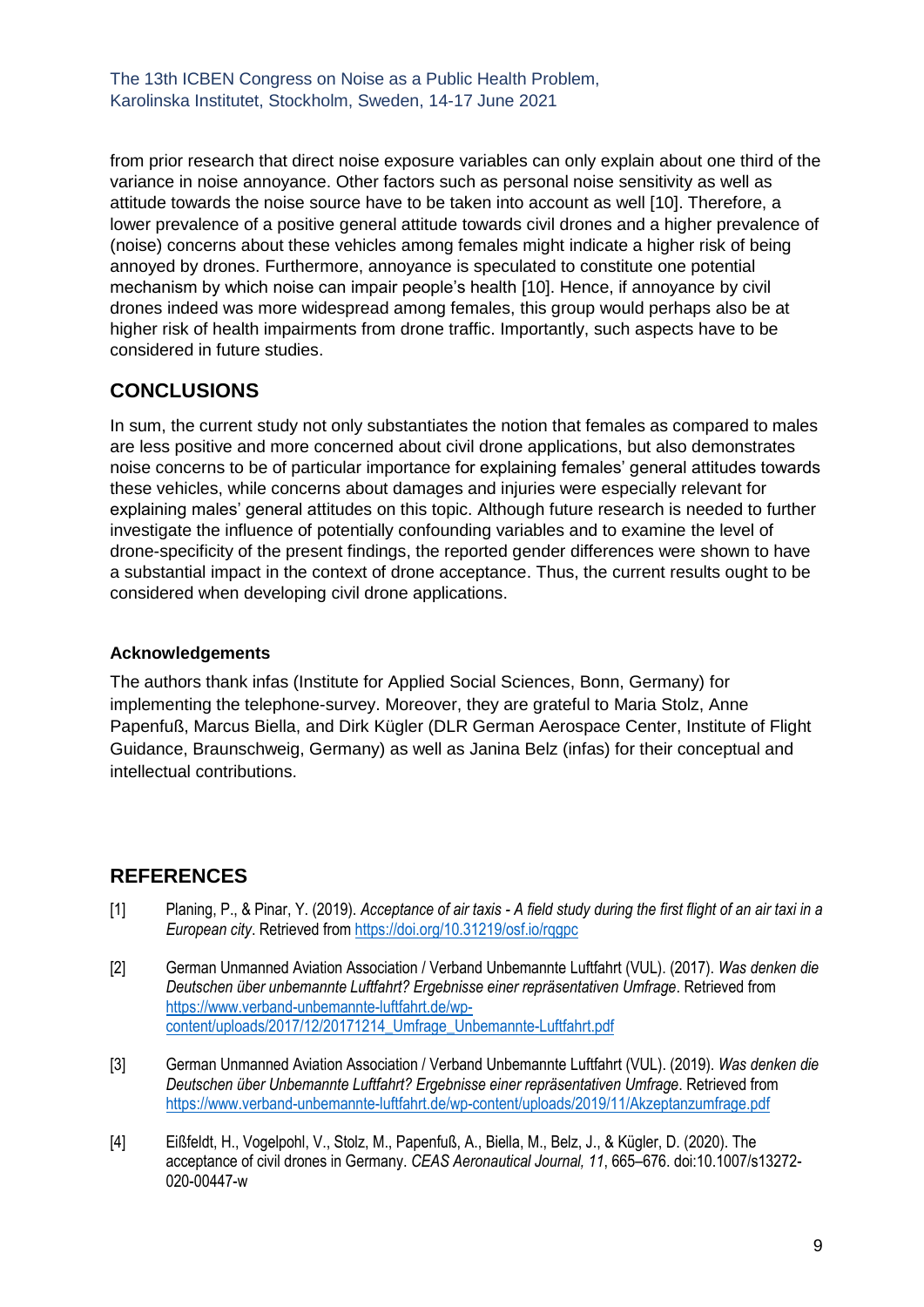from prior research that direct noise exposure variables can only explain about one third of the variance in noise annoyance. Other factors such as personal noise sensitivity as well as attitude towards the noise source have to be taken into account as well [10]. Therefore, a lower prevalence of a positive general attitude towards civil drones and a higher prevalence of (noise) concerns about these vehicles among females might indicate a higher risk of being annoyed by drones. Furthermore, annoyance is speculated to constitute one potential mechanism by which noise can impair people's health [10]. Hence, if annoyance by civil drones indeed was more widespread among females, this group would perhaps also be at higher risk of health impairments from drone traffic. Importantly, such aspects have to be considered in future studies.

## CONCLUSIONS

In sum, the current study not only substantiates the notion that females as compared to males are less positive and more concerned about civil drone applications, but also demonstrates noise concerns to be of particular importance for explaining females' general attitudes towards these vehicles, while concerns about damages and injuries were especially relevant for explaining males' general attitudes on this topic. Although future research is needed to further investigate the influence of potentially confounding variables and to examine the level of drone-specificity of the present findings, the reported gender differences were shown to have a substantial impact in the context of drone acceptance. Thus, the current results ought to be considered when developing civil drone applications.

### Acknowledgements

The authors thank infas (Institute for Applied Social Sciences, Bonn, Germany) for implementing the telephone-survey. Moreover, they are grateful to Maria Stolz, Anne Papenfuß, Marcus Biella, and Dirk Kügler (DLR German Aerospace Center, Institute of Flight Guidance, Braunschweig, Germany) as well as Janina Belz (infas) for their conceptual and intellectual contributions.

## REFERENCES

[1] Planing, P., & Pinar, Y. (2019). *Acceptance of air taxis - A field study during the first flight of an air taxi in a European city*. Retrieved from https://doi.org/10.31219/osf.io/rqgpc

[2] German Unmanned Aviation Association / Verband Unbemannte Luftfahrt (VUL). (2017). *Was denken die Deutschen über unbemannte Luftfahrt? Ergebnisse einer repräsentativen Umfrage*. Retrieved from https://www.verband-unbemannte-luftfahrt.de/wp-content/uploads/2017/12/20171214_Umfrage_Unbemannte-Luftfahrt.pdf

[3] German Unmanned Aviation Association / Verband Unbemannte Luftfahrt (VUL). (2019). *Was denken die Deutschen über Unbemannte Luftfahrt? Ergebnisse einer repräsentativen Umfrage*. Retrieved from https://www.verband-unbemannte-luftfahrt.de/wp-content/uploads/2019/11/Akzeptanzumfrage.pdf

[4] Eißfeldt, H., Vogelpohl, V., Stolz, M., Papenfuß, A., Biella, M., Belz, J., & Kügler, D. (2020). The acceptance of civil drones in Germany. *CEAS Aeronautical Journal, 11*, 665–676. doi:10.1007/s13272-020-00447-w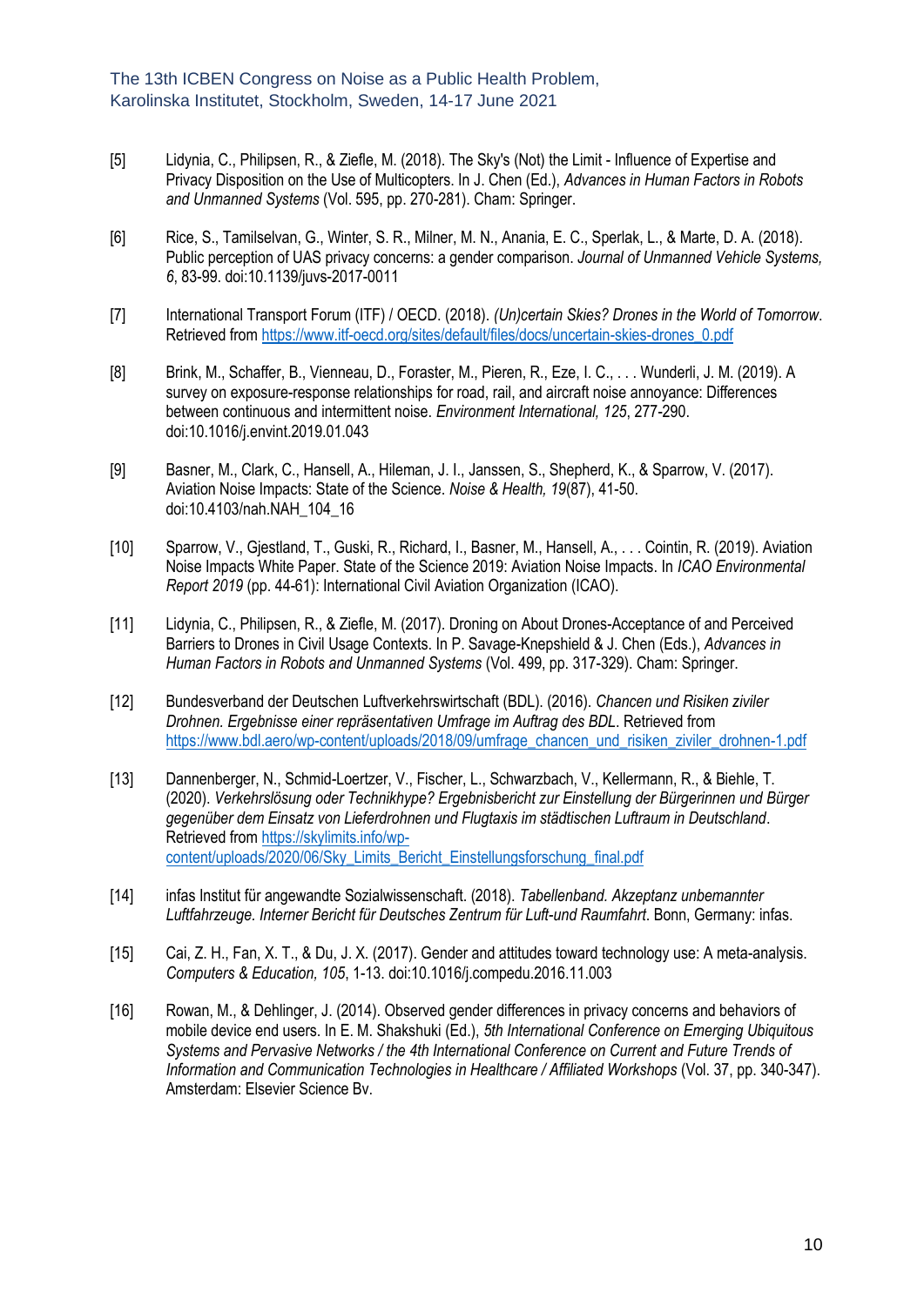[5] Lidynia, C., Philipsen, R., & Ziefle, M. (2018). The Sky's (Not) the Limit - Influence of Expertise and Privacy Disposition on the Use of Multicopters. In J. Chen (Ed.), *Advances in Human Factors in Robots and Unmanned Systems* (Vol. 595, pp. 270-281). Cham: Springer.

[6] Rice, S., Tamilselvan, G., Winter, S. R., Milner, M. N., Anania, E. C., Sperlak, L., & Marte, D. A. (2018). Public perception of UAS privacy concerns: a gender comparison. *Journal of Unmanned Vehicle Systems, 6*, 83-99. doi:10.1139/juvs-2017-0011

[7] International Transport Forum (ITF) / OECD. (2018). *(Un)certain Skies? Drones in the World of Tomorrow*. Retrieved from https://www.itf-oecd.org/sites/default/files/docs/uncertain-skies-drones_0.pdf

[8] Brink, M., Schaffer, B., Vienneau, D., Foraster, M., Pieren, R., Eze, I. C., . . . Wunderli, J. M. (2019). A survey on exposure-response relationships for road, rail, and aircraft noise annoyance: Differences between continuous and intermittent noise. *Environment International, 125*, 277-290. doi:10.1016/j.envint.2019.01.043

[9] Basner, M., Clark, C., Hansell, A., Hileman, J. I., Janssen, S., Shepherd, K., & Sparrow, V. (2017). Aviation Noise Impacts: State of the Science. *Noise & Health, 19*(87), 41-50. doi:10.4103/nah.NAH_104_16

[10] Sparrow, V., Gjestland, T., Guski, R., Richard, I., Basner, M., Hansell, A., . . . Cointin, R. (2019). Aviation Noise Impacts White Paper. State of the Science 2019: Aviation Noise Impacts. In *ICAO Environmental Report 2019* (pp. 44-61): International Civil Aviation Organization (ICAO).

[11] Lidynia, C., Philipsen, R., & Ziefle, M. (2017). Droning on About Drones-Acceptance of and Perceived Barriers to Drones in Civil Usage Contexts. In P. Savage-Knepshield & J. Chen (Eds.), *Advances in Human Factors in Robots and Unmanned Systems* (Vol. 499, pp. 317-329). Cham: Springer.

[12] Bundesverband der Deutschen Luftverkehrswirtschaft (BDL). (2016). *Chancen und Risiken ziviler Drohnen. Ergebnisse einer repräsentativen Umfrage im Auftrag des BDL*. Retrieved from https://www.bdl.aero/wp-content/uploads/2018/09/umfrage_chancen_und_risiken_ziviler_drohnen-1.pdf

[13] Dannenberger, N., Schmid-Loertzer, V., Fischer, L., Schwarzbach, V., Kellermann, R., & Biehle, T. (2020). *Verkehrslösung oder Technikhype? Ergebnisbericht zur Einstellung der Bürgerinnen und Bürger gegenüber dem Einsatz von Lieferdrohnen und Flugtaxis im städtischen Luftraum in Deutschland*. Retrieved from https://skylimits.info/wp-content/uploads/2020/06/Sky_Limits_Bericht_Einstellungsforschung_final.pdf

[14] infas Institut für angewandte Sozialwissenschaft. (2018). *Tabellenband. Akzeptanz unbemannter Luftfahrzeuge. Interner Bericht für Deutsches Zentrum für Luft-und Raumfahrt*. Bonn, Germany: infas.

[15] Cai, Z. H., Fan, X. T., & Du, J. X. (2017). Gender and attitudes toward technology use: A meta-analysis. *Computers & Education, 105*, 1-13. doi:10.1016/j.compedu.2016.11.003

[16] Rowan, M., & Dehlinger, J. (2014). Observed gender differences in privacy concerns and behaviors of mobile device end users. In E. M. Shakshuki (Ed.), *5th International Conference on Emerging Ubiquitous Systems and Pervasive Networks / the 4th International Conference on Current and Future Trends of Information and Communication Technologies in Healthcare / Affiliated Workshops* (Vol. 37, pp. 340-347). Amsterdam: Elsevier Science Bv.